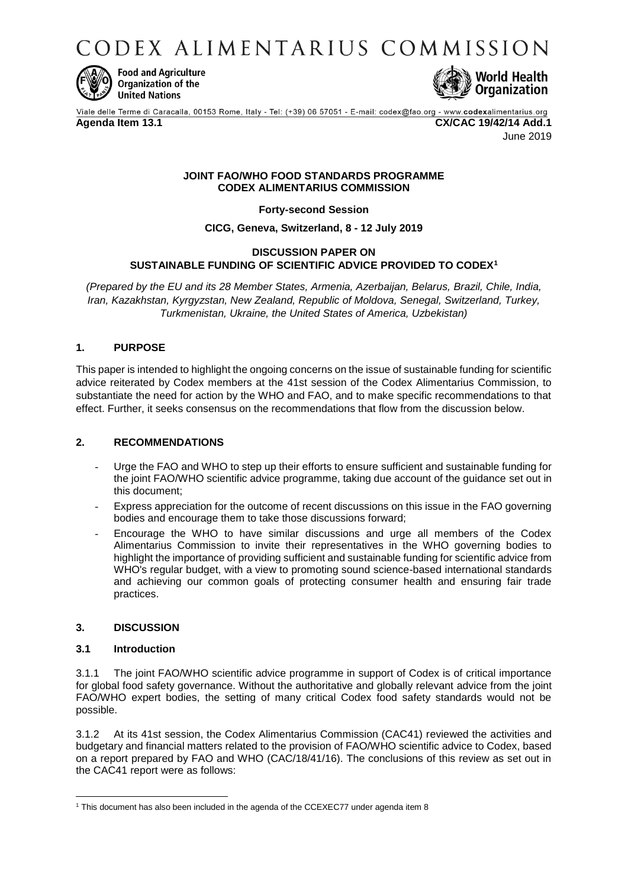# CODEX ALIMENTARIUS COMMISSION

Food and Agriculture Organization of the United Nations

World Health Organization

Viale delle Terme di Caracalla, 00153 Rome, Italy - Tel: (+39) 06 57051 - E-mail: codex@fao.org - www.codexalimentarius.org

**Agenda Item 13.1** **CX/CAC 19/42/14 Add.1**

June 2019

**JOINT FAO/WHO FOOD STANDARDS PROGRAMME**
**CODEX ALIMENTARIUS COMMISSION**

**Forty-second Session**

**CICG, Geneva, Switzerland, 8 - 12 July 2019**

**DISCUSSION PAPER ON**
**SUSTAINABLE FUNDING OF SCIENTIFIC ADVICE PROVIDED TO CODEX[1]**

*(Prepared by the EU and its 28 Member States, Armenia, Azerbaijan, Belarus, Brazil, Chile, India, Iran, Kazakhstan, Kyrgyzstan, New Zealand, Republic of Moldova, Senegal, Switzerland, Turkey, Turkmenistan, Ukraine, the United States of America, Uzbekistan)*

## 1. PURPOSE

This paper is intended to highlight the ongoing concerns on the issue of sustainable funding for scientific advice reiterated by Codex members at the 41st session of the Codex Alimentarius Commission, to substantiate the need for action by the WHO and FAO, and to make specific recommendations to that effect. Further, it seeks consensus on the recommendations that flow from the discussion below.

## 2. RECOMMENDATIONS

- Urge the FAO and WHO to step up their efforts to ensure sufficient and sustainable funding for the joint FAO/WHO scientific advice programme, taking due account of the guidance set out in this document;
- Express appreciation for the outcome of recent discussions on this issue in the FAO governing bodies and encourage them to take those discussions forward;
- Encourage the WHO to have similar discussions and urge all members of the Codex Alimentarius Commission to invite their representatives in the WHO governing bodies to highlight the importance of providing sufficient and sustainable funding for scientific advice from WHO's regular budget, with a view to promoting sound science-based international standards and achieving our common goals of protecting consumer health and ensuring fair trade practices.

## 3. DISCUSSION

### 3.1 Introduction

3.1.1 The joint FAO/WHO scientific advice programme in support of Codex is of critical importance for global food safety governance. Without the authoritative and globally relevant advice from the joint FAO/WHO expert bodies, the setting of many critical Codex food safety standards would not be possible.

3.1.2 At its 41st session, the Codex Alimentarius Commission (CAC41) reviewed the activities and budgetary and financial matters related to the provision of FAO/WHO scientific advice to Codex, based on a report prepared by FAO and WHO (CAC/18/41/16). The conclusions of this review as set out in the CAC41 report were as follows:

[1] This document has also been included in the agenda of the CCEXEC77 under agenda item 8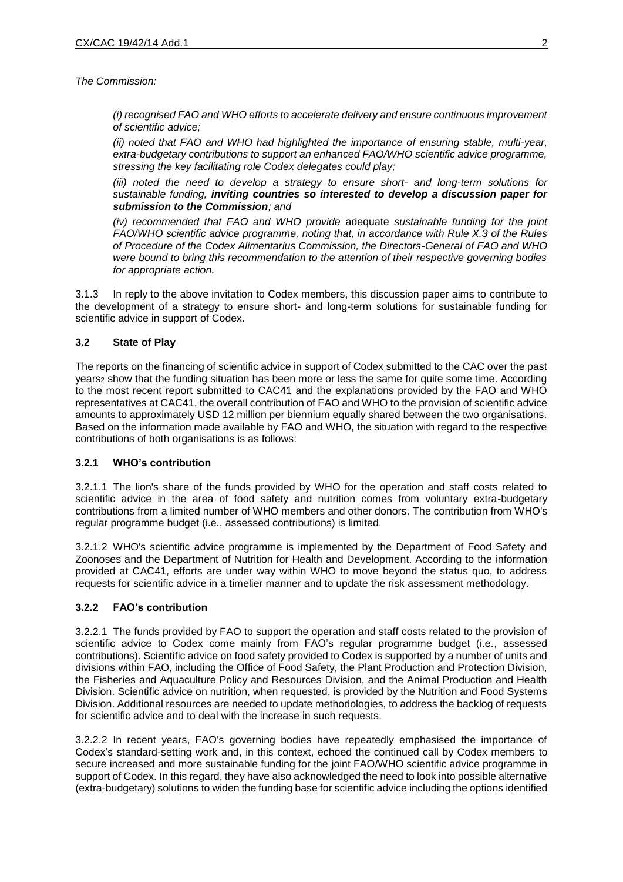*The Commission:*

> *(i) recognised FAO and WHO efforts to accelerate delivery and ensure continuous improvement of scientific advice;*
>
> *(ii) noted that FAO and WHO had highlighted the importance of ensuring stable, multi-year, extra-budgetary contributions to support an enhanced FAO/WHO scientific advice programme, stressing the key facilitating role Codex delegates could play;*
>
> *(iii) noted the need to develop a strategy to ensure short- and long-term solutions for sustainable funding,* ***inviting countries so interested to develop a discussion paper for submission to the Commission****; and*
>
> *(iv) recommended that FAO and WHO provide* adequate *sustainable funding for the joint FAO/WHO scientific advice programme, noting that, in accordance with Rule X.3 of the Rules of Procedure of the Codex Alimentarius Commission, the Directors-General of FAO and WHO were bound to bring this recommendation to the attention of their respective governing bodies for appropriate action.*

3.1.3 In reply to the above invitation to Codex members, this discussion paper aims to contribute to the development of a strategy to ensure short- and long-term solutions for sustainable funding for scientific advice in support of Codex.

### 3.2 State of Play

The reports on the financing of scientific advice in support of Codex submitted to the CAC over the past years[2] show that the funding situation has been more or less the same for quite some time. According to the most recent report submitted to CAC41 and the explanations provided by the FAO and WHO representatives at CAC41, the overall contribution of FAO and WHO to the provision of scientific advice amounts to approximately USD 12 million per biennium equally shared between the two organisations. Based on the information made available by FAO and WHO, the situation with regard to the respective contributions of both organisations is as follows:

#### 3.2.1 WHO's contribution

3.2.1.1 The lion's share of the funds provided by WHO for the operation and staff costs related to scientific advice in the area of food safety and nutrition comes from voluntary extra-budgetary contributions from a limited number of WHO members and other donors. The contribution from WHO's regular programme budget (i.e., assessed contributions) is limited.

3.2.1.2 WHO's scientific advice programme is implemented by the Department of Food Safety and Zoonoses and the Department of Nutrition for Health and Development. According to the information provided at CAC41, efforts are under way within WHO to move beyond the status quo, to address requests for scientific advice in a timelier manner and to update the risk assessment methodology.

#### 3.2.2 FAO's contribution

3.2.2.1 The funds provided by FAO to support the operation and staff costs related to the provision of scientific advice to Codex come mainly from FAO's regular programme budget (i.e., assessed contributions). Scientific advice on food safety provided to Codex is supported by a number of units and divisions within FAO, including the Office of Food Safety, the Plant Production and Protection Division, the Fisheries and Aquaculture Policy and Resources Division, and the Animal Production and Health Division. Scientific advice on nutrition, when requested, is provided by the Nutrition and Food Systems Division. Additional resources are needed to update methodologies, to address the backlog of requests for scientific advice and to deal with the increase in such requests.

3.2.2.2 In recent years, FAO's governing bodies have repeatedly emphasised the importance of Codex's standard-setting work and, in this context, echoed the continued call by Codex members to secure increased and more sustainable funding for the joint FAO/WHO scientific advice programme in support of Codex. In this regard, they have also acknowledged the need to look into possible alternative (extra-budgetary) solutions to widen the funding base for scientific advice including the options identified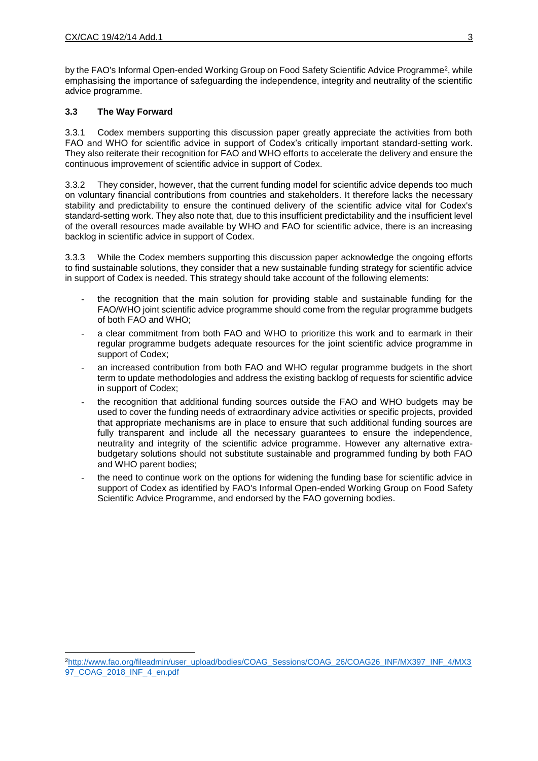by the FAO's Informal Open-ended Working Group on Food Safety Scientific Advice Programme[2], while emphasising the importance of safeguarding the independence, integrity and neutrality of the scientific advice programme.

### 3.3 The Way Forward

3.3.1 Codex members supporting this discussion paper greatly appreciate the activities from both FAO and WHO for scientific advice in support of Codex's critically important standard-setting work. They also reiterate their recognition for FAO and WHO efforts to accelerate the delivery and ensure the continuous improvement of scientific advice in support of Codex.

3.3.2 They consider, however, that the current funding model for scientific advice depends too much on voluntary financial contributions from countries and stakeholders. It therefore lacks the necessary stability and predictability to ensure the continued delivery of the scientific advice vital for Codex's standard-setting work. They also note that, due to this insufficient predictability and the insufficient level of the overall resources made available by WHO and FAO for scientific advice, there is an increasing backlog in scientific advice in support of Codex.

3.3.3 While the Codex members supporting this discussion paper acknowledge the ongoing efforts to find sustainable solutions, they consider that a new sustainable funding strategy for scientific advice in support of Codex is needed. This strategy should take account of the following elements:

- the recognition that the main solution for providing stable and sustainable funding for the FAO/WHO joint scientific advice programme should come from the regular programme budgets of both FAO and WHO;
- a clear commitment from both FAO and WHO to prioritize this work and to earmark in their regular programme budgets adequate resources for the joint scientific advice programme in support of Codex;
- an increased contribution from both FAO and WHO regular programme budgets in the short term to update methodologies and address the existing backlog of requests for scientific advice in support of Codex;
- the recognition that additional funding sources outside the FAO and WHO budgets may be used to cover the funding needs of extraordinary advice activities or specific projects, provided that appropriate mechanisms are in place to ensure that such additional funding sources are fully transparent and include all the necessary guarantees to ensure the independence, neutrality and integrity of the scientific advice programme. However any alternative extra-budgetary solutions should not substitute sustainable and programmed funding by both FAO and WHO parent bodies;
- the need to continue work on the options for widening the funding base for scientific advice in support of Codex as identified by FAO's Informal Open-ended Working Group on Food Safety Scientific Advice Programme, and endorsed by the FAO governing bodies.

---

[2] http://www.fao.org/fileadmin/user_upload/bodies/COAG_Sessions/COAG_26/COAG26_INF/MX397_INF_4/MX397_COAG_2018_INF_4_en.pdf